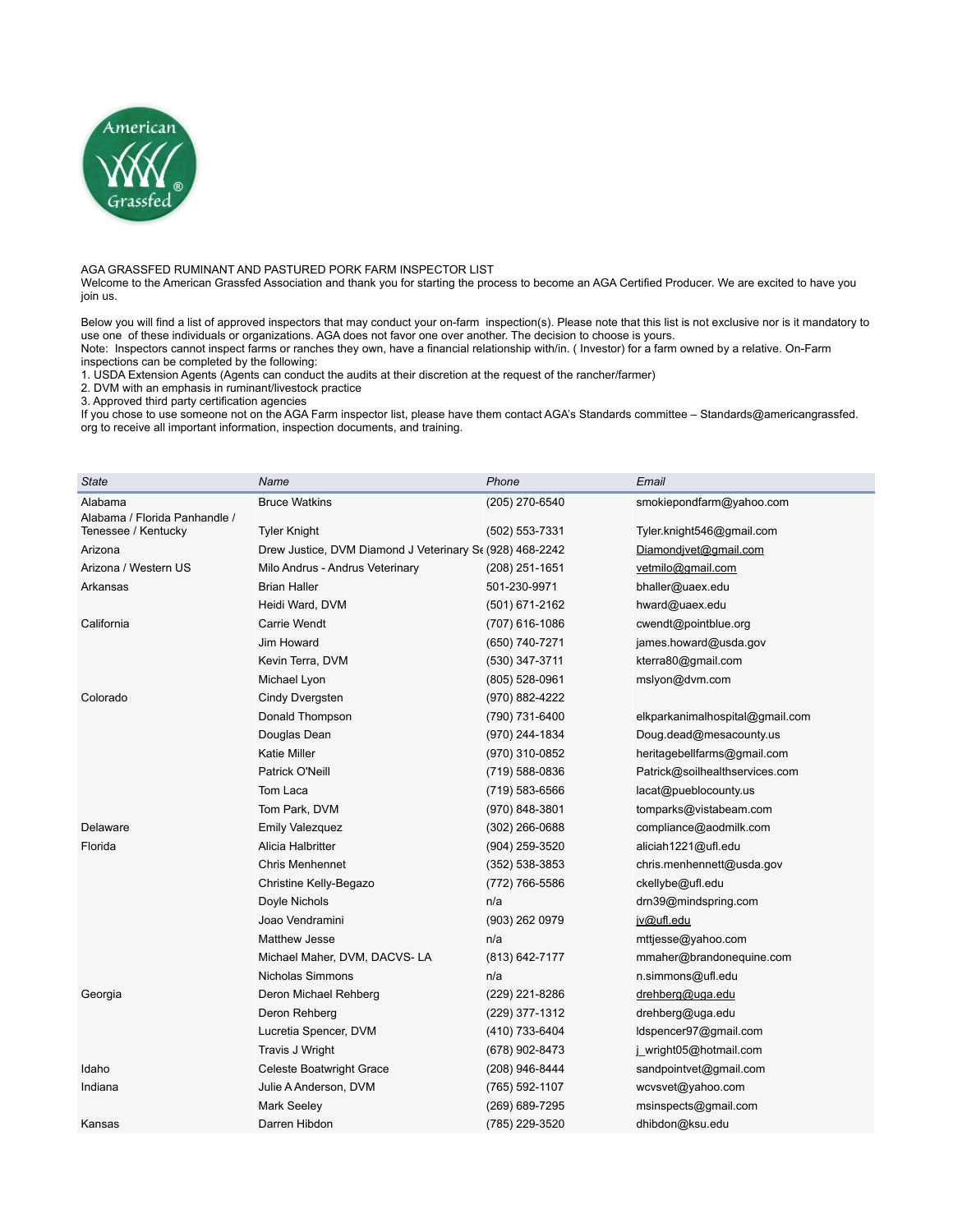AGA GRASSFED RUMINANT AND PASTURED PORK FARM INSPECTOR LIST

Welcome to the American Grassfed Association and thank you for starting the process to become an AGA Certified Producer. We are excited to have you join us.

Below you will find a list of approved inspectors that may conduct your on-farm inspection(s). Please note that this list is not exclusive nor is it mandatory to use one of these individuals or organizations. AGA does not favor one over another. The decision to choose is yours.

Note: Inspectors cannot inspect farms or ranches they own, have a financial relationship with/in. ( Investor) for a farm owned by a relative. On-Farm inspections can be completed by the following:

1. USDA Extension Agents (Agents can conduct the audits at their discretion at the request of the rancher/farmer)
2. DVM with an emphasis in ruminant/livestock practice
3. Approved third party certification agencies

If you chose to use someone not on the AGA Farm inspector list, please have them contact AGA's Standards committee – Standards@americangrassfed.org to receive all important information, inspection documents, and training.

| State | Name | Phone | Email |
|---|---|---|---|
| Alabama | Bruce Watkins | (205) 270-6540 | smokiepondfarm@yahoo.com |
| Alabama / Florida Panhandle / Tenessee / Kentucky | Tyler Knight | (502) 553-7331 | Tyler.knight546@gmail.com |
| Arizona | Drew Justice, DVM Diamond J Veterinary Se | (928) 468-2242 | Diamondjvet@gmail.com |
| Arizona / Western US | Milo Andrus - Andrus Veterinary | (208) 251-1651 | vetmilo@gmail.com |
| Arkansas | Brian Haller | 501-230-9971 | bhaller@uaex.edu |
| | Heidi Ward, DVM | (501) 671-2162 | hward@uaex.edu |
| California | Carrie Wendt | (707) 616-1086 | cwendt@pointblue.org |
| | Jim Howard | (650) 740-7271 | james.howard@usda.gov |
| | Kevin Terra, DVM | (530) 347-3711 | kterra80@gmail.com |
| | Michael Lyon | (805) 528-0961 | mslyon@dvm.com |
| Colorado | Cindy Dvergsten | (970) 882-4222 | |
| | Donald Thompson | (790) 731-6400 | elkparkanimalhospital@gmail.com |
| | Douglas Dean | (970) 244-1834 | Doug.dead@mesacounty.us |
| | Katie Miller | (970) 310-0852 | heritagebellfarms@gmail.com |
| | Patrick O'Neill | (719) 588-0836 | Patrick@soilhealthservices.com |
| | Tom Laca | (719) 583-6566 | lacat@pueblocounty.us |
| | Tom Park, DVM | (970) 848-3801 | tomparks@vistabeam.com |
| Delaware | Emily Valezquez | (302) 266-0688 | compliance@aodmilk.com |
| Florida | Alicia Halbritter | (904) 259-3520 | aliciah1221@ufl.edu |
| | Chris Menhennet | (352) 538-3853 | chris.menhennett@usda.gov |
| | Christine Kelly-Begazo | (772) 766-5586 | ckellybe@ufl.edu |
| | Doyle Nichols | n/a | drn39@mindspring.com |
| | Joao Vendramini | (903) 262 0979 | jv@ufl.edu |
| | Matthew Jesse | n/a | mttjesse@yahoo.com |
| | Michael Maher, DVM, DACVS- LA | (813) 642-7177 | mmaher@brandonequine.com |
| | Nicholas Simmons | n/a | n.simmons@ufl.edu |
| Georgia | Deron Michael Rehberg | (229) 221-8286 | drehberg@uga.edu |
| | Deron Rehberg | (229) 377-1312 | drehberg@uga.edu |
| | Lucretia Spencer, DVM | (410) 733-6404 | ldspencer97@gmail.com |
| | Travis J Wright | (678) 902-8473 | j_wright05@hotmail.com |
| Idaho | Celeste Boatwright Grace | (208) 946-8444 | sandpointvet@gmail.com |
| Indiana | Julie A Anderson, DVM | (765) 592-1107 | wcvsvet@yahoo.com |
| | Mark Seeley | (269) 689-7295 | msinspects@gmail.com |
| Kansas | Darren Hibdon | (785) 229-3520 | dhibdon@ksu.edu |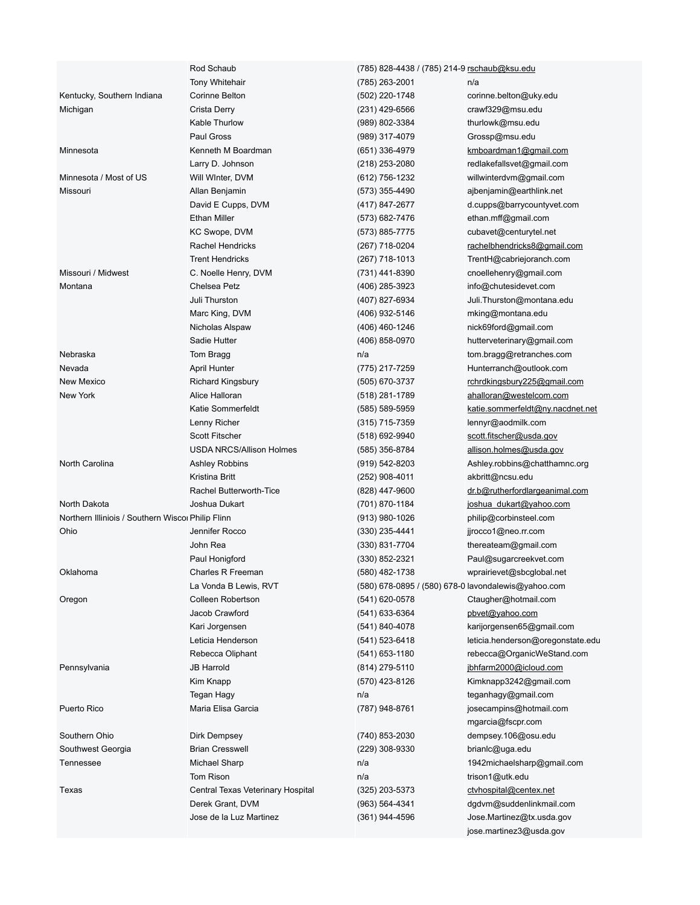| | | | |
|---|---|---|---|
| | Rod Schaub | (785) 828-4438 / (785) 214-9 | rschaub@ksu.edu |
| | Tony Whitehair | (785) 263-2001 | n/a |
| Kentucky, Southern Indiana | Corinne Belton | (502) 220-1748 | corinne.belton@uky.edu |
| Michigan | Crista Derry | (231) 429-6566 | crawf329@msu.edu |
| | Kable Thurlow | (989) 802-3384 | thurlowk@msu.edu |
| | Paul Gross | (989) 317-4079 | Grossp@msu.edu |
| Minnesota | Kenneth M Boardman | (651) 336-4979 | kmboardman1@gmail.com |
| | Larry D. Johnson | (218) 253-2080 | redlakefallsvet@gmail.com |
| Minnesota / Most of US | Will WInter, DVM | (612) 756-1232 | willwinterdvm@gmail.com |
| Missouri | Allan Benjamin | (573) 355-4490 | ajbenjamin@earthlink.net |
| | David E Cupps, DVM | (417) 847-2677 | d.cupps@barrycountyvet.com |
| | Ethan Miller | (573) 682-7476 | ethan.mff@gmail.com |
| | KC Swope, DVM | (573) 885-7775 | cubavet@centurytel.net |
| | Rachel Hendricks | (267) 718-0204 | rachelbhendricks8@gmail.com |
| | Trent Hendricks | (267) 718-1013 | TrentH@cabriejoranch.com |
| Missouri / Midwest | C. Noelle Henry, DVM | (731) 441-8390 | cnoellehenry@gmail.com |
| Montana | Chelsea Petz | (406) 285-3923 | info@chutesidevet.com |
| | Juli Thurston | (407) 827-6934 | Juli.Thurston@montana.edu |
| | Marc King, DVM | (406) 932-5146 | mking@montana.edu |
| | Nicholas Alspaw | (406) 460-1246 | nick69ford@gmail.com |
| | Sadie Hutter | (406) 858-0970 | hutterveterinary@gmail.com |
| Nebraska | Tom Bragg | n/a | tom.bragg@retranches.com |
| Nevada | April Hunter | (775) 217-7259 | Hunterranch@outlook.com |
| New Mexico | Richard Kingsbury | (505) 670-3737 | rchrdkingsbury225@gmail.com |
| New York | Alice Halloran | (518) 281-1789 | ahalloran@westelcom.com |
| | Katie Sommerfeldt | (585) 589-5959 | katie.sommerfeldt@ny.nacdnet.net |
| | Lenny Richer | (315) 715-7359 | lennyr@aodmilk.com |
| | Scott Fitscher | (518) 692-9940 | scott.fitscher@usda.gov |
| | USDA NRCS/Allison Holmes | (585) 356-8784 | allison.holmes@usda.gov |
| North Carolina | Ashley Robbins | (919) 542-8203 | Ashley.robbins@chatthamnc.org |
| | Kristina Britt | (252) 908-4011 | akbritt@ncsu.edu |
| | Rachel Butterworth-Tice | (828) 447-9600 | dr.b@rutherfordlargeanimal.com |
| North Dakota | Joshua Dukart | (701) 870-1184 | joshua_dukart@yahoo.com |
| Northern Illiniois / Southern Wiscor | Philip Flinn | (913) 980-1026 | philip@corbinsteel.com |
| Ohio | Jennifer Rocco | (330) 235-4441 | jjrocco1@neo.rr.com |
| | John Rea | (330) 831-7704 | thereateam@gmail.com |
| | Paul Honigford | (330) 852-2321 | Paul@sugarcreekvet.com |
| Oklahoma | Charles R Freeman | (580) 482-1738 | wprairievet@sbcglobal.net |
| | La Vonda B Lewis, RVT | (580) 678-0895 / (580) 678-0 | lavondalewis@yahoo.com |
| Oregon | Colleen Robertson | (541) 620-0578 | Ctaugher@hotmail.com |
| | Jacob Crawford | (541) 633-6364 | pbvet@yahoo.com |
| | Kari Jorgensen | (541) 840-4078 | karijorgensen65@gmail.com |
| | Leticia Henderson | (541) 523-6418 | leticia.henderson@oregonstate.edu |
| | Rebecca Oliphant | (541) 653-1180 | rebecca@OrganicWeStand.com |
| Pennsylvania | JB Harrold | (814) 279-5110 | jbhfarm2000@icloud.com |
| | Kim Knapp | (570) 423-8126 | Kimknapp3242@gmail.com |
| | Tegan Hagy | n/a | teganhagy@gmail.com |
| Puerto Rico | Maria Elisa Garcia | (787) 948-8761 | josecampins@hotmail.com<br>mgarcia@fscpr.com |
| Southern Ohio | Dirk Dempsey | (740) 853-2030 | dempsey.106@osu.edu |
| Southwest Georgia | Brian Cresswell | (229) 308-9330 | brianlc@uga.edu |
| Tennessee | Michael Sharp | n/a | 1942michaelsharp@gmail.com |
| | Tom Rison | n/a | trison1@utk.edu |
| Texas | Central Texas Veterinary Hospital | (325) 203-5373 | ctvhospital@centex.net |
| | Derek Grant, DVM | (963) 564-4341 | dgdvm@suddenlinkmail.com |
| | Jose de la Luz Martinez | (361) 944-4596 | Jose.Martinez@tx.usda.gov<br>jose.martinez3@usda.gov |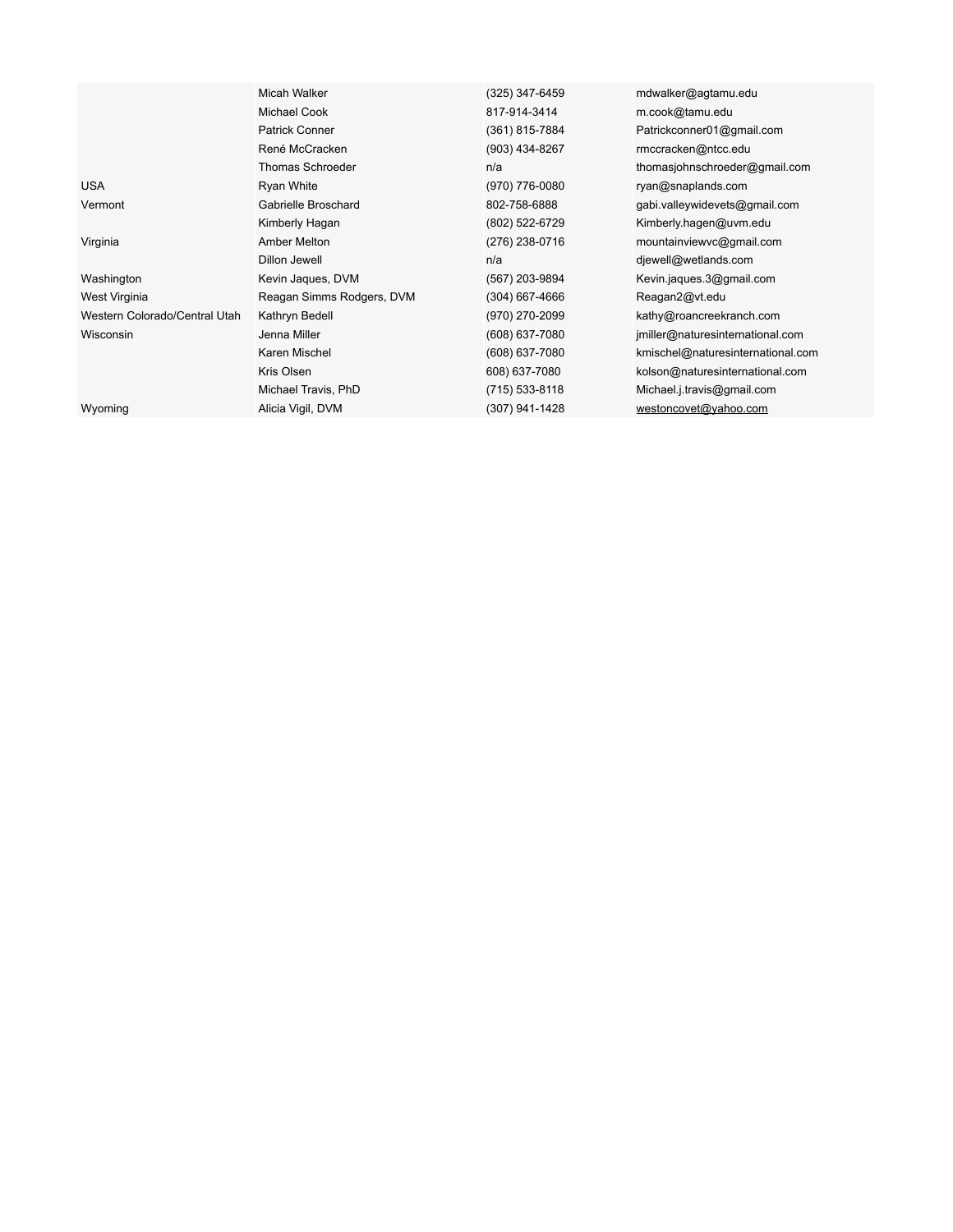| | | | |
|---|---|---|---|
| | Micah Walker | (325) 347-6459 | mdwalker@agtamu.edu |
| | Michael Cook | 817-914-3414 | m.cook@tamu.edu |
| | Patrick Conner | (361) 815-7884 | Patrickconner01@gmail.com |
| | René McCracken | (903) 434-8267 | rmccracken@ntcc.edu |
| | Thomas Schroeder | n/a | thomasjohnschroeder@gmail.com |
| USA | Ryan White | (970) 776-0080 | ryan@snaplands.com |
| Vermont | Gabrielle Broschard | 802-758-6888 | gabi.valleywidevets@gmail.com |
| | Kimberly Hagan | (802) 522-6729 | Kimberly.hagen@uvm.edu |
| Virginia | Amber Melton | (276) 238-0716 | mountainviewvc@gmail.com |
| | Dillon Jewell | n/a | djewell@wetlands.com |
| Washington | Kevin Jaques, DVM | (567) 203-9894 | Kevin.jaques.3@gmail.com |
| West Virginia | Reagan Simms Rodgers, DVM | (304) 667-4666 | Reagan2@vt.edu |
| Western Colorado/Central Utah | Kathryn Bedell | (970) 270-2099 | kathy@roancreekranch.com |
| Wisconsin | Jenna Miller | (608) 637-7080 | jmiller@naturesinternational.com |
| | Karen Mischel | (608) 637-7080 | kmischel@naturesinternational.com |
| | Kris Olsen | 608) 637-7080 | kolson@naturesinternational.com |
| | Michael Travis, PhD | (715) 533-8118 | Michael.j.travis@gmail.com |
| Wyoming | Alicia Vigil, DVM | (307) 941-1428 | westoncovet@yahoo.com |